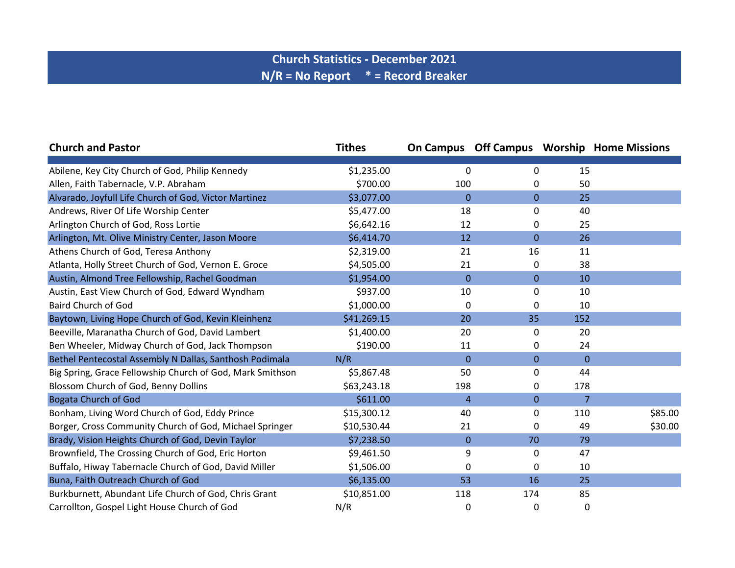## Church Statistics - December 2021

**N/R = No Report * = Record Breaker**

| Church and Pastor | Tithes | On Campus | Off Campus | Worship | Home Missions |
|---|---|---|---|---|---|
| Abilene, Key City Church of God, Philip Kennedy | $1,235.00 | 0 | 0 | 15 | |
| Allen, Faith Tabernacle, V.P. Abraham | $700.00 | 100 | 0 | 50 | |
| Alvarado, Joyfull Life Church of God, Victor Martinez | $3,077.00 | 0 | 0 | 25 | |
| Andrews, River Of Life Worship Center | $5,477.00 | 18 | 0 | 40 | |
| Arlington Church of God, Ross Lortie | $6,642.16 | 12 | 0 | 25 | |
| Arlington, Mt. Olive Ministry Center, Jason Moore | $6,414.70 | 12 | 0 | 26 | |
| Athens Church of God, Teresa Anthony | $2,319.00 | 21 | 16 | 11 | |
| Atlanta, Holly Street Church of God, Vernon E. Groce | $4,505.00 | 21 | 0 | 38 | |
| Austin, Almond Tree Fellowship, Rachel Goodman | $1,954.00 | 0 | 0 | 10 | |
| Austin, East View Church of God, Edward Wyndham | $937.00 | 10 | 0 | 10 | |
| Baird Church of God | $1,000.00 | 0 | 0 | 10 | |
| Baytown, Living Hope Church of God, Kevin Kleinhenz | $41,269.15 | 20 | 35 | 152 | |
| Beeville, Maranatha Church of God, David Lambert | $1,400.00 | 20 | 0 | 20 | |
| Ben Wheeler, Midway Church of God, Jack Thompson | $190.00 | 11 | 0 | 24 | |
| Bethel Pentecostal Assembly N Dallas, Santhosh Podimala | N/R | 0 | 0 | 0 | |
| Big Spring, Grace Fellowship Church of God, Mark Smithson | $5,867.48 | 50 | 0 | 44 | |
| Blossom Church of God, Benny Dollins | $63,243.18 | 198 | 0 | 178 | |
| Bogata Church of God | $611.00 | 4 | 0 | 7 | |
| Bonham, Living Word Church of God, Eddy Prince | $15,300.12 | 40 | 0 | 110 | $85.00 |
| Borger, Cross Community Church of God, Michael Springer | $10,530.44 | 21 | 0 | 49 | $30.00 |
| Brady, Vision Heights Church of God, Devin Taylor | $7,238.50 | 0 | 70 | 79 | |
| Brownfield, The Crossing Church of God, Eric Horton | $9,461.50 | 9 | 0 | 47 | |
| Buffalo, Hiway Tabernacle Church of God, David Miller | $1,506.00 | 0 | 0 | 10 | |
| Buna, Faith Outreach Church of God | $6,135.00 | 53 | 16 | 25 | |
| Burkburnett, Abundant Life Church of God, Chris Grant | $10,851.00 | 118 | 174 | 85 | |
| Carrollton, Gospel Light House Church of God | N/R | 0 | 0 | 0 | |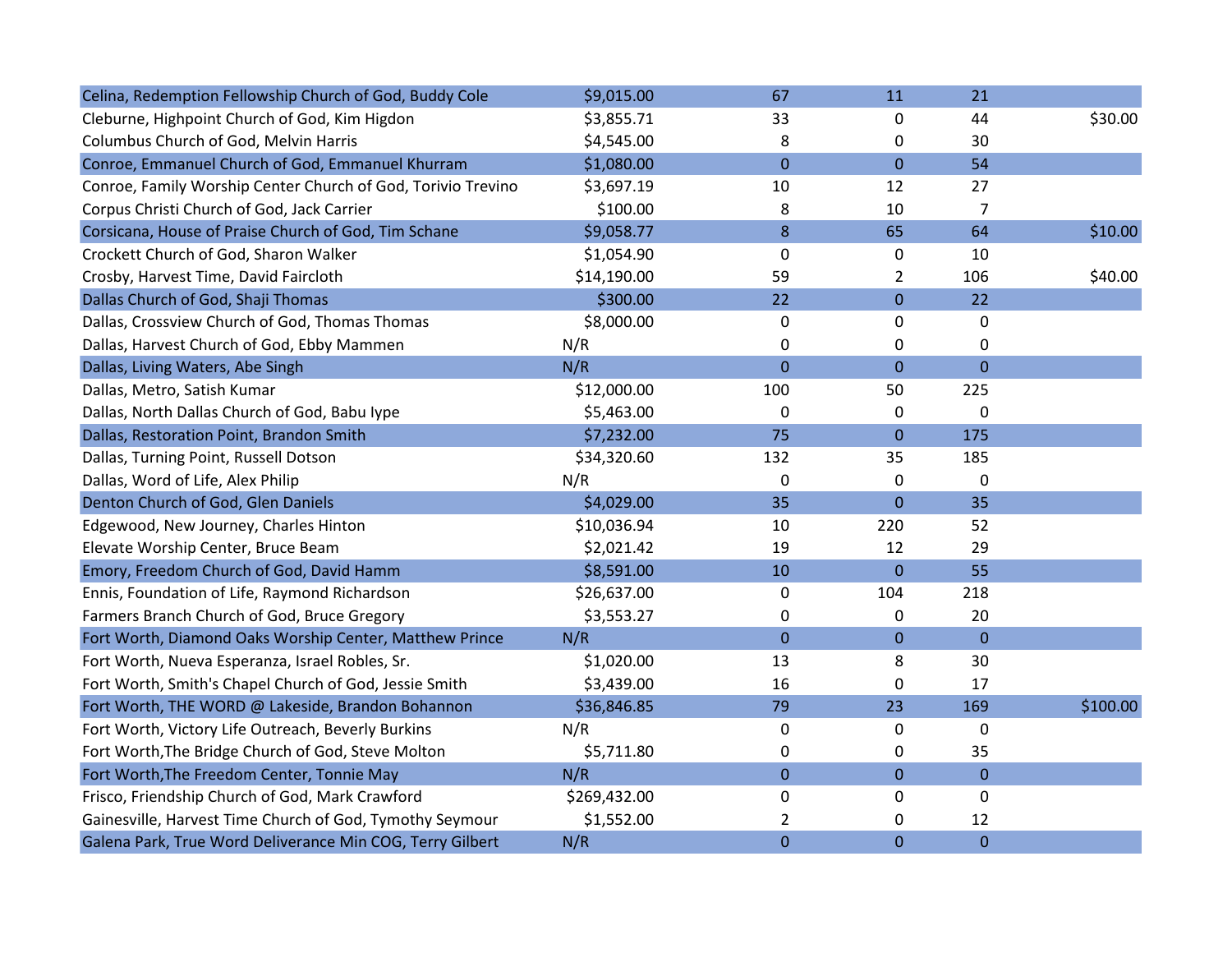| | | | | | |
|---|---|---|---|---|---|
| Celina, Redemption Fellowship Church of God, Buddy Cole | $9,015.00 | 67 | 11 | 21 | |
| Cleburne, Highpoint Church of God, Kim Higdon | $3,855.71 | 33 | 0 | 44 | $30.00 |
| Columbus Church of God, Melvin Harris | $4,545.00 | 8 | 0 | 30 | |
| Conroe, Emmanuel Church of God, Emmanuel Khurram | $1,080.00 | 0 | 0 | 54 | |
| Conroe, Family Worship Center Church of God, Torivio Trevino | $3,697.19 | 10 | 12 | 27 | |
| Corpus Christi Church of God, Jack Carrier | $100.00 | 8 | 10 | 7 | |
| Corsicana, House of Praise Church of God, Tim Schane | $9,058.77 | 8 | 65 | 64 | $10.00 |
| Crockett Church of God, Sharon Walker | $1,054.90 | 0 | 0 | 10 | |
| Crosby, Harvest Time, David Faircloth | $14,190.00 | 59 | 2 | 106 | $40.00 |
| Dallas Church of God, Shaji Thomas | $300.00 | 22 | 0 | 22 | |
| Dallas, Crossview Church of God, Thomas Thomas | $8,000.00 | 0 | 0 | 0 | |
| Dallas, Harvest Church of God, Ebby Mammen | N/R | 0 | 0 | 0 | |
| Dallas, Living Waters, Abe Singh | N/R | 0 | 0 | 0 | |
| Dallas, Metro, Satish Kumar | $12,000.00 | 100 | 50 | 225 | |
| Dallas, North Dallas Church of God, Babu Iype | $5,463.00 | 0 | 0 | 0 | |
| Dallas, Restoration Point, Brandon Smith | $7,232.00 | 75 | 0 | 175 | |
| Dallas, Turning Point, Russell Dotson | $34,320.60 | 132 | 35 | 185 | |
| Dallas, Word of Life, Alex Philip | N/R | 0 | 0 | 0 | |
| Denton Church of God, Glen Daniels | $4,029.00 | 35 | 0 | 35 | |
| Edgewood, New Journey, Charles Hinton | $10,036.94 | 10 | 220 | 52 | |
| Elevate Worship Center, Bruce Beam | $2,021.42 | 19 | 12 | 29 | |
| Emory, Freedom Church of God, David Hamm | $8,591.00 | 10 | 0 | 55 | |
| Ennis, Foundation of Life, Raymond Richardson | $26,637.00 | 0 | 104 | 218 | |
| Farmers Branch Church of God, Bruce Gregory | $3,553.27 | 0 | 0 | 20 | |
| Fort Worth, Diamond Oaks Worship Center, Matthew Prince | N/R | 0 | 0 | 0 | |
| Fort Worth, Nueva Esperanza, Israel Robles, Sr. | $1,020.00 | 13 | 8 | 30 | |
| Fort Worth, Smith's Chapel Church of God, Jessie Smith | $3,439.00 | 16 | 0 | 17 | |
| Fort Worth, THE WORD @ Lakeside, Brandon Bohannon | $36,846.85 | 79 | 23 | 169 | $100.00 |
| Fort Worth, Victory Life Outreach, Beverly Burkins | N/R | 0 | 0 | 0 | |
| Fort Worth,The Bridge Church of God, Steve Molton | $5,711.80 | 0 | 0 | 35 | |
| Fort Worth,The Freedom Center, Tonnie May | N/R | 0 | 0 | 0 | |
| Frisco, Friendship Church of God, Mark Crawford | $269,432.00 | 0 | 0 | 0 | |
| Gainesville, Harvest Time Church of God, Tymothy Seymour | $1,552.00 | 2 | 0 | 12 | |
| Galena Park, True Word Deliverance Min COG, Terry Gilbert | N/R | 0 | 0 | 0 | |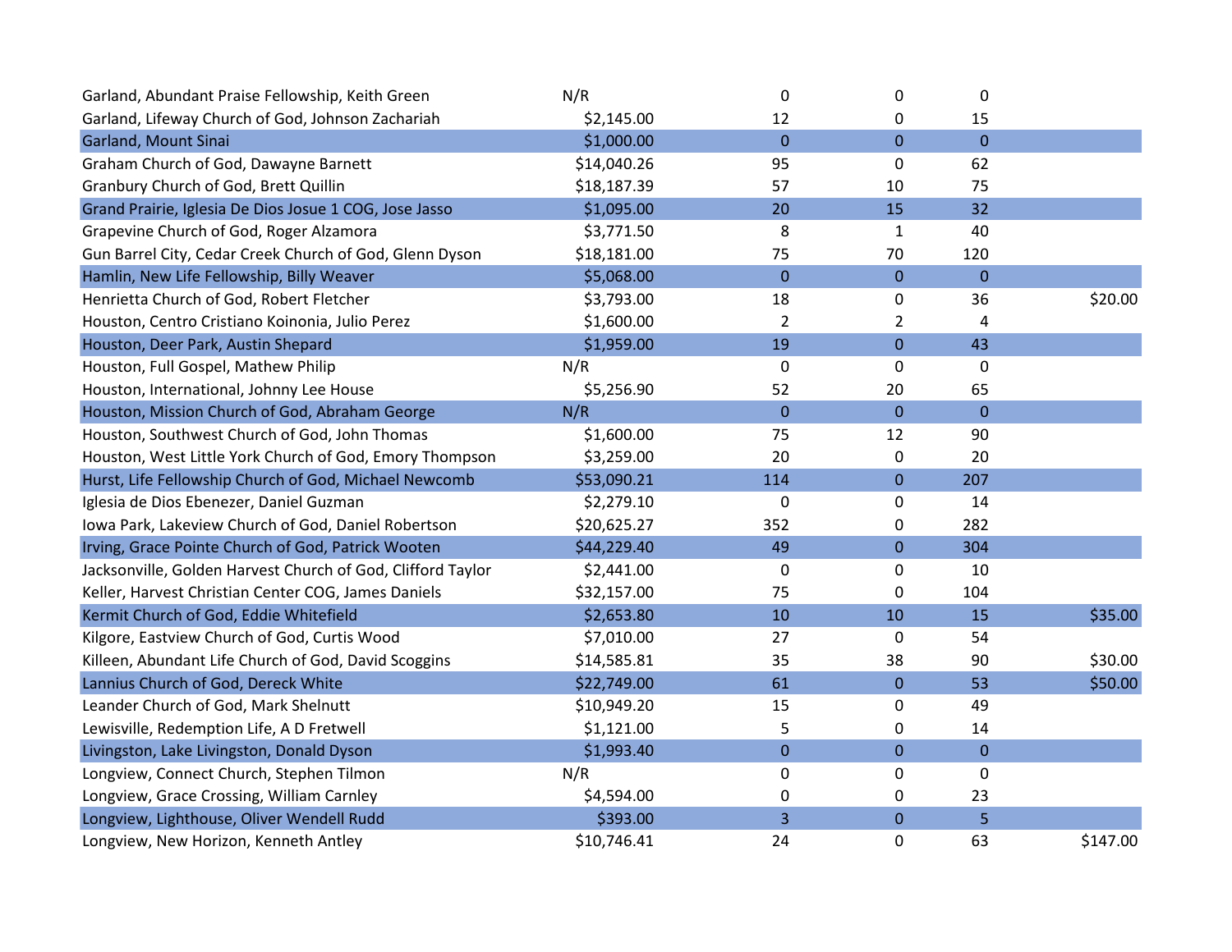| | | | | | |
|---|---|---|---|---|---|
| Garland, Abundant Praise Fellowship, Keith Green | N/R | 0 | 0 | 0 | |
| Garland, Lifeway Church of God, Johnson Zachariah | $2,145.00 | 12 | 0 | 15 | |
| Garland, Mount Sinai | $1,000.00 | 0 | 0 | 0 | |
| Graham Church of God, Dawayne Barnett | $14,040.26 | 95 | 0 | 62 | |
| Granbury Church of God, Brett Quillin | $18,187.39 | 57 | 10 | 75 | |
| Grand Prairie, Iglesia De Dios Josue 1 COG, Jose Jasso | $1,095.00 | 20 | 15 | 32 | |
| Grapevine Church of God, Roger Alzamora | $3,771.50 | 8 | 1 | 40 | |
| Gun Barrel City, Cedar Creek Church of God, Glenn Dyson | $18,181.00 | 75 | 70 | 120 | |
| Hamlin, New Life Fellowship, Billy Weaver | $5,068.00 | 0 | 0 | 0 | |
| Henrietta Church of God, Robert Fletcher | $3,793.00 | 18 | 0 | 36 | $20.00 |
| Houston, Centro Cristiano Koinonia, Julio Perez | $1,600.00 | 2 | 2 | 4 | |
| Houston, Deer Park, Austin Shepard | $1,959.00 | 19 | 0 | 43 | |
| Houston, Full Gospel, Mathew Philip | N/R | 0 | 0 | 0 | |
| Houston, International, Johnny Lee House | $5,256.90 | 52 | 20 | 65 | |
| Houston, Mission Church of God, Abraham George | N/R | 0 | 0 | 0 | |
| Houston, Southwest Church of God, John Thomas | $1,600.00 | 75 | 12 | 90 | |
| Houston, West Little York Church of God, Emory Thompson | $3,259.00 | 20 | 0 | 20 | |
| Hurst, Life Fellowship Church of God, Michael Newcomb | $53,090.21 | 114 | 0 | 207 | |
| Iglesia de Dios Ebenezer, Daniel Guzman | $2,279.10 | 0 | 0 | 14 | |
| Iowa Park, Lakeview Church of God, Daniel Robertson | $20,625.27 | 352 | 0 | 282 | |
| Irving, Grace Pointe Church of God, Patrick Wooten | $44,229.40 | 49 | 0 | 304 | |
| Jacksonville, Golden Harvest Church of God, Clifford Taylor | $2,441.00 | 0 | 0 | 10 | |
| Keller, Harvest Christian Center COG, James Daniels | $32,157.00 | 75 | 0 | 104 | |
| Kermit Church of God, Eddie Whitefield | $2,653.80 | 10 | 10 | 15 | $35.00 |
| Kilgore, Eastview Church of God, Curtis Wood | $7,010.00 | 27 | 0 | 54 | |
| Killeen, Abundant Life Church of God, David Scoggins | $14,585.81 | 35 | 38 | 90 | $30.00 |
| Lannius Church of God, Dereck White | $22,749.00 | 61 | 0 | 53 | $50.00 |
| Leander Church of God, Mark Shelnutt | $10,949.20 | 15 | 0 | 49 | |
| Lewisville, Redemption Life, A D Fretwell | $1,121.00 | 5 | 0 | 14 | |
| Livingston, Lake Livingston, Donald Dyson | $1,993.40 | 0 | 0 | 0 | |
| Longview, Connect Church, Stephen Tilmon | N/R | 0 | 0 | 0 | |
| Longview, Grace Crossing, William Carnley | $4,594.00 | 0 | 0 | 23 | |
| Longview, Lighthouse, Oliver Wendell Rudd | $393.00 | 3 | 0 | 5 | |
| Longview, New Horizon, Kenneth Antley | $10,746.41 | 24 | 0 | 63 | $147.00 |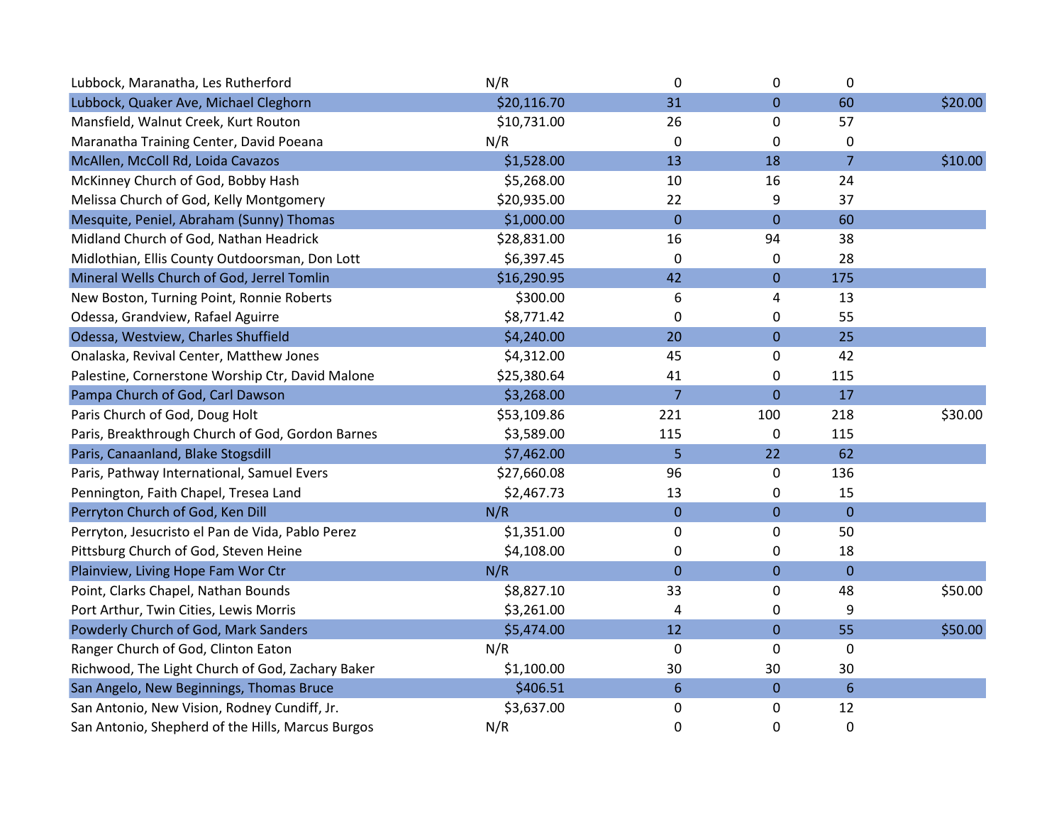| | | | | | |
|---|---|---|---|---|---|
| Lubbock, Maranatha, Les Rutherford | N/R | 0 | 0 | 0 | |
| Lubbock, Quaker Ave, Michael Cleghorn | $20,116.70 | 31 | 0 | 60 | $20.00 |
| Mansfield, Walnut Creek, Kurt Routon | $10,731.00 | 26 | 0 | 57 | |
| Maranatha Training Center, David Poeana | N/R | 0 | 0 | 0 | |
| McAllen, McColl Rd, Loida Cavazos | $1,528.00 | 13 | 18 | 7 | $10.00 |
| McKinney Church of God, Bobby Hash | $5,268.00 | 10 | 16 | 24 | |
| Melissa Church of God, Kelly Montgomery | $20,935.00 | 22 | 9 | 37 | |
| Mesquite, Peniel, Abraham (Sunny) Thomas | $1,000.00 | 0 | 0 | 60 | |
| Midland Church of God, Nathan Headrick | $28,831.00 | 16 | 94 | 38 | |
| Midlothian, Ellis County Outdoorsman, Don Lott | $6,397.45 | 0 | 0 | 28 | |
| Mineral Wells Church of God, Jerrel Tomlin | $16,290.95 | 42 | 0 | 175 | |
| New Boston, Turning Point, Ronnie Roberts | $300.00 | 6 | 4 | 13 | |
| Odessa, Grandview, Rafael Aguirre | $8,771.42 | 0 | 0 | 55 | |
| Odessa, Westview, Charles Shuffield | $4,240.00 | 20 | 0 | 25 | |
| Onalaska, Revival Center, Matthew Jones | $4,312.00 | 45 | 0 | 42 | |
| Palestine, Cornerstone Worship Ctr, David Malone | $25,380.64 | 41 | 0 | 115 | |
| Pampa Church of God, Carl Dawson | $3,268.00 | 7 | 0 | 17 | |
| Paris Church of God, Doug Holt | $53,109.86 | 221 | 100 | 218 | $30.00 |
| Paris, Breakthrough Church of God, Gordon Barnes | $3,589.00 | 115 | 0 | 115 | |
| Paris, Canaanland, Blake Stogsdill | $7,462.00 | 5 | 22 | 62 | |
| Paris, Pathway International, Samuel Evers | $27,660.08 | 96 | 0 | 136 | |
| Pennington, Faith Chapel, Tresea Land | $2,467.73 | 13 | 0 | 15 | |
| Perryton Church of God, Ken Dill | N/R | 0 | 0 | 0 | |
| Perryton, Jesucristo el Pan de Vida, Pablo Perez | $1,351.00 | 0 | 0 | 50 | |
| Pittsburg Church of God, Steven Heine | $4,108.00 | 0 | 0 | 18 | |
| Plainview, Living Hope Fam Wor Ctr | N/R | 0 | 0 | 0 | |
| Point, Clarks Chapel, Nathan Bounds | $8,827.10 | 33 | 0 | 48 | $50.00 |
| Port Arthur, Twin Cities, Lewis Morris | $3,261.00 | 4 | 0 | 9 | |
| Powderly Church of God, Mark Sanders | $5,474.00 | 12 | 0 | 55 | $50.00 |
| Ranger Church of God, Clinton Eaton | N/R | 0 | 0 | 0 | |
| Richwood, The Light Church of God, Zachary Baker | $1,100.00 | 30 | 30 | 30 | |
| San Angelo, New Beginnings, Thomas Bruce | $406.51 | 6 | 0 | 6 | |
| San Antonio, New Vision, Rodney Cundiff, Jr. | $3,637.00 | 0 | 0 | 12 | |
| San Antonio, Shepherd of the Hills, Marcus Burgos | N/R | 0 | 0 | 0 | |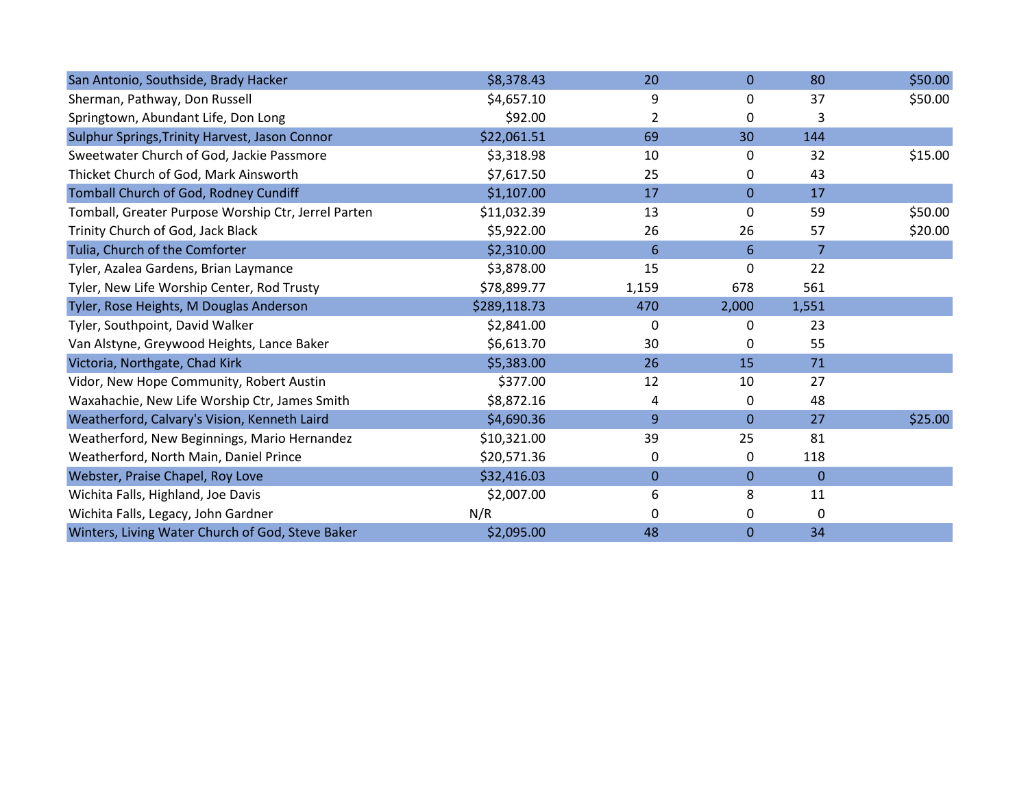| | | | | | |
|---|---|---|---|---|---|
| San Antonio, Southside, Brady Hacker | $8,378.43 | 20 | 0 | 80 | $50.00 |
| Sherman, Pathway, Don Russell | $4,657.10 | 9 | 0 | 37 | $50.00 |
| Springtown, Abundant Life, Don Long | $92.00 | 2 | 0 | 3 | |
| Sulphur Springs,Trinity Harvest, Jason Connor | $22,061.51 | 69 | 30 | 144 | |
| Sweetwater Church of God, Jackie Passmore | $3,318.98 | 10 | 0 | 32 | $15.00 |
| Thicket Church of God, Mark Ainsworth | $7,617.50 | 25 | 0 | 43 | |
| Tomball Church of God, Rodney Cundiff | $1,107.00 | 17 | 0 | 17 | |
| Tomball, Greater Purpose Worship Ctr, Jerrel Parten | $11,032.39 | 13 | 0 | 59 | $50.00 |
| Trinity Church of God, Jack Black | $5,922.00 | 26 | 26 | 57 | $20.00 |
| Tulia, Church of the Comforter | $2,310.00 | 6 | 6 | 7 | |
| Tyler, Azalea Gardens, Brian Laymance | $3,878.00 | 15 | 0 | 22 | |
| Tyler, New Life Worship Center, Rod Trusty | $78,899.77 | 1,159 | 678 | 561 | |
| Tyler, Rose Heights, M Douglas Anderson | $289,118.73 | 470 | 2,000 | 1,551 | |
| Tyler, Southpoint, David Walker | $2,841.00 | 0 | 0 | 23 | |
| Van Alstyne, Greywood Heights, Lance Baker | $6,613.70 | 30 | 0 | 55 | |
| Victoria, Northgate, Chad Kirk | $5,383.00 | 26 | 15 | 71 | |
| Vidor, New Hope Community, Robert Austin | $377.00 | 12 | 10 | 27 | |
| Waxahachie, New Life Worship Ctr, James Smith | $8,872.16 | 4 | 0 | 48 | |
| Weatherford, Calvary's Vision, Kenneth Laird | $4,690.36 | 9 | 0 | 27 | $25.00 |
| Weatherford, New Beginnings, Mario Hernandez | $10,321.00 | 39 | 25 | 81 | |
| Weatherford, North Main, Daniel Prince | $20,571.36 | 0 | 0 | 118 | |
| Webster, Praise Chapel, Roy Love | $32,416.03 | 0 | 0 | 0 | |
| Wichita Falls, Highland, Joe Davis | $2,007.00 | 6 | 8 | 11 | |
| Wichita Falls, Legacy, John Gardner | N/R | 0 | 0 | 0 | |
| Winters, Living Water Church of God, Steve Baker | $2,095.00 | 48 | 0 | 34 | |